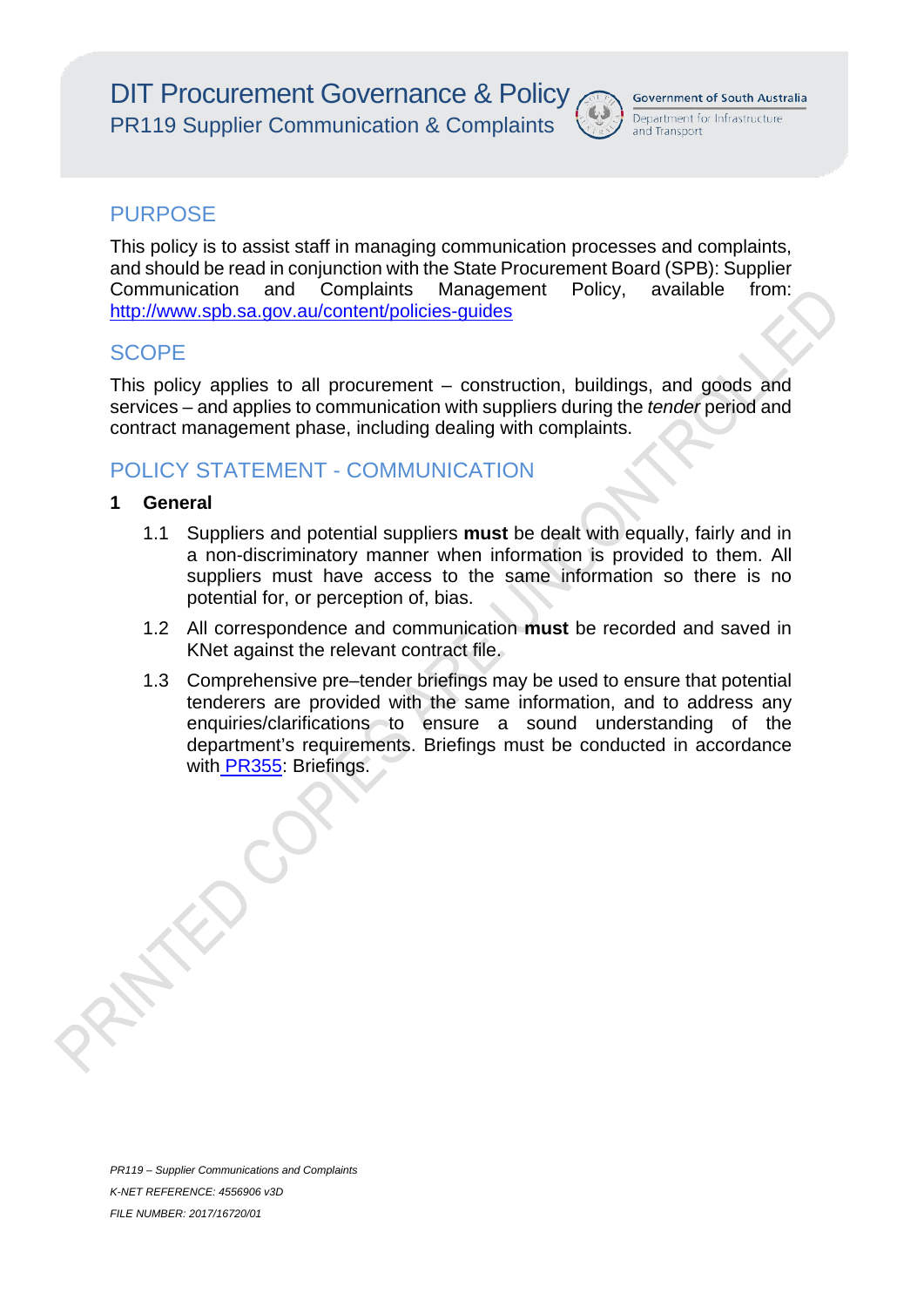# DIT Procurement Governance & Policy

## PR119 Supplier Communication & Complaints

Government of South Australia

Department for Infrastructure and Transport

## PURPOSE

This policy is to assist staff in managing communication processes and complaints, and should be read in conjunction with the State Procurement Board (SPB): Supplier Communication and Complaints Management Policy, available from: http://www.spb.sa.gov.au/content/policies-guides

## SCOPE

This policy applies to all procurement – construction, buildings, and goods and services – and applies to communication with suppliers during the *tender* period and contract management phase, including dealing with complaints.

## POLICY STATEMENT - COMMUNICATION

### 1 General

1.1 Suppliers and potential suppliers **must** be dealt with equally, fairly and in a non-discriminatory manner when information is provided to them. All suppliers must have access to the same information so there is no potential for, or perception of, bias.

1.2 All correspondence and communication **must** be recorded and saved in KNet against the relevant contract file.

1.3 Comprehensive pre–tender briefings may be used to ensure that potential tenderers are provided with the same information, and to address any enquiries/clarifications to ensure a sound understanding of the department's requirements. Briefings must be conducted in accordance with PR355: Briefings.

*PR119 – Supplier Communications and Complaints*

*K-NET REFERENCE: 4556906 v3D*

*FILE NUMBER: 2017/16720/01*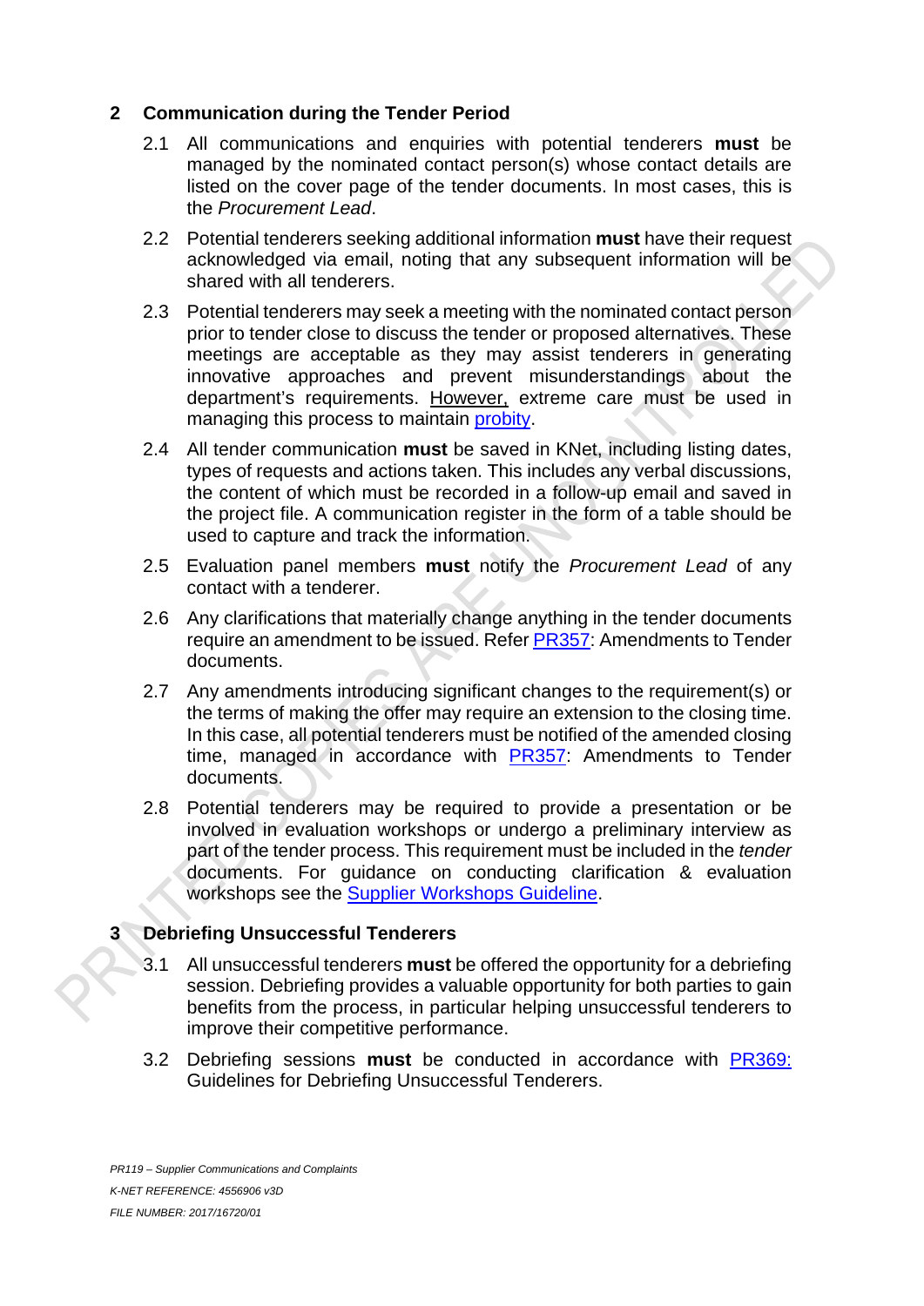## 2 Communication during the Tender Period

2.1 All communications and enquiries with potential tenderers **must** be managed by the nominated contact person(s) whose contact details are listed on the cover page of the tender documents. In most cases, this is the *Procurement Lead*.

2.2 Potential tenderers seeking additional information **must** have their request acknowledged via email, noting that any subsequent information will be shared with all tenderers.

2.3 Potential tenderers may seek a meeting with the nominated contact person prior to tender close to discuss the tender or proposed alternatives. These meetings are acceptable as they may assist tenderers in generating innovative approaches and prevent misunderstandings about the department's requirements. However, extreme care must be used in managing this process to maintain probity.

2.4 All tender communication **must** be saved in KNet, including listing dates, types of requests and actions taken. This includes any verbal discussions, the content of which must be recorded in a follow-up email and saved in the project file. A communication register in the form of a table should be used to capture and track the information.

2.5 Evaluation panel members **must** notify the *Procurement Lead* of any contact with a tenderer.

2.6 Any clarifications that materially change anything in the tender documents require an amendment to be issued. Refer PR357: Amendments to Tender documents.

2.7 Any amendments introducing significant changes to the requirement(s) or the terms of making the offer may require an extension to the closing time. In this case, all potential tenderers must be notified of the amended closing time, managed in accordance with PR357: Amendments to Tender documents.

2.8 Potential tenderers may be required to provide a presentation or be involved in evaluation workshops or undergo a preliminary interview as part of the tender process. This requirement must be included in the *tender* documents. For guidance on conducting clarification & evaluation workshops see the Supplier Workshops Guideline.

## 3 Debriefing Unsuccessful Tenderers

3.1 All unsuccessful tenderers **must** be offered the opportunity for a debriefing session. Debriefing provides a valuable opportunity for both parties to gain benefits from the process, in particular helping unsuccessful tenderers to improve their competitive performance.

3.2 Debriefing sessions **must** be conducted in accordance with PR369: Guidelines for Debriefing Unsuccessful Tenderers.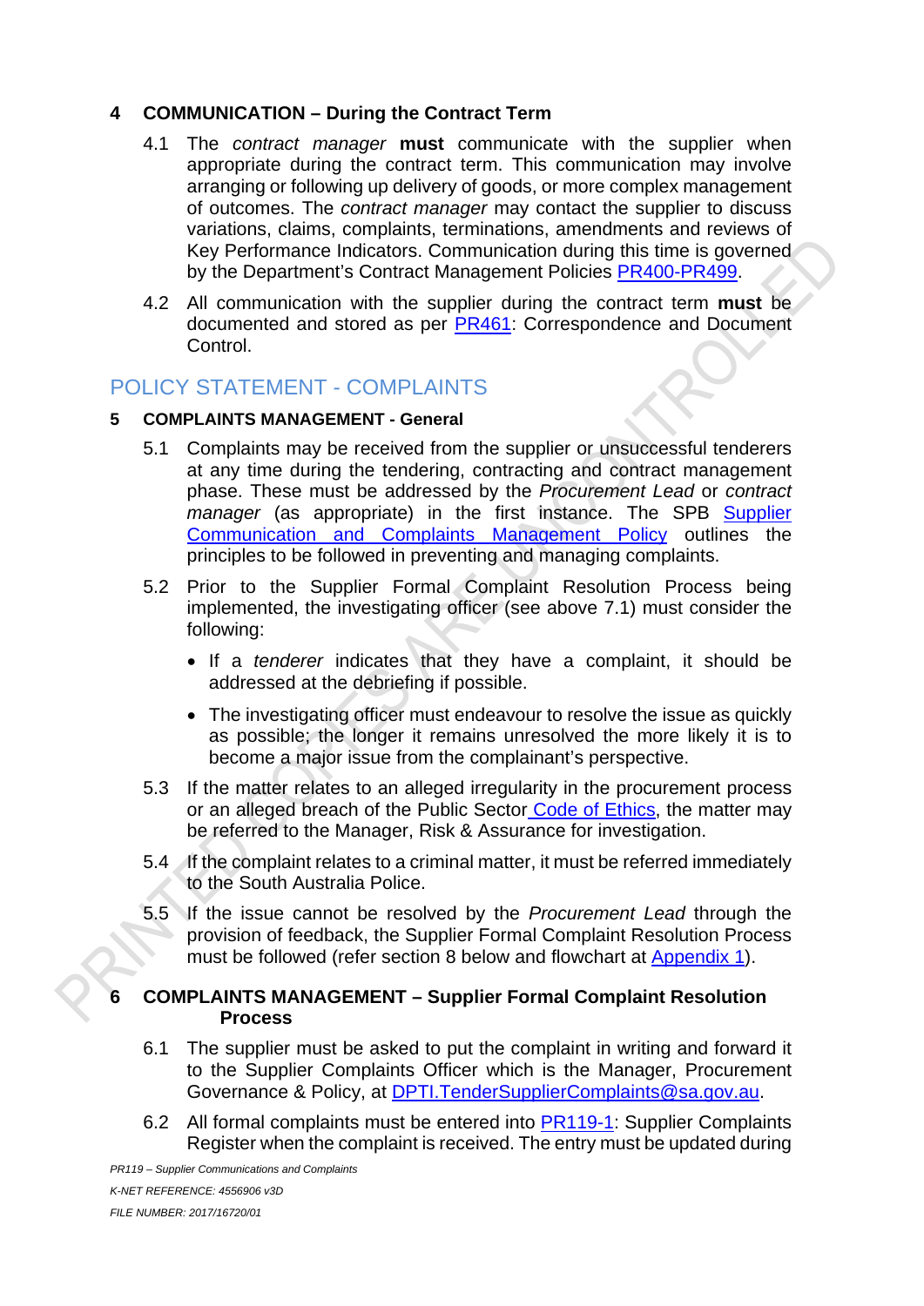## 4 COMMUNICATION – During the Contract Term

4.1 The *contract manager* **must** communicate with the supplier when appropriate during the contract term. This communication may involve arranging or following up delivery of goods, or more complex management of outcomes. The *contract manager* may contact the supplier to discuss variations, claims, complaints, terminations, amendments and reviews of Key Performance Indicators. Communication during this time is governed by the Department's Contract Management Policies PR400-PR499.

4.2 All communication with the supplier during the contract term **must** be documented and stored as per PR461: Correspondence and Document Control.

# POLICY STATEMENT - COMPLAINTS

## 5 COMPLAINTS MANAGEMENT - General

5.1 Complaints may be received from the supplier or unsuccessful tenderers at any time during the tendering, contracting and contract management phase. These must be addressed by the *Procurement Lead* or *contract manager* (as appropriate) in the first instance. The SPB Supplier Communication and Complaints Management Policy outlines the principles to be followed in preventing and managing complaints.

5.2 Prior to the Supplier Formal Complaint Resolution Process being implemented, the investigating officer (see above 7.1) must consider the following:

- If a *tenderer* indicates that they have a complaint, it should be addressed at the debriefing if possible.
- The investigating officer must endeavour to resolve the issue as quickly as possible; the longer it remains unresolved the more likely it is to become a major issue from the complainant's perspective.

5.3 If the matter relates to an alleged irregularity in the procurement process or an alleged breach of the Public Sector Code of Ethics, the matter may be referred to the Manager, Risk & Assurance for investigation.

5.4 If the complaint relates to a criminal matter, it must be referred immediately to the South Australia Police.

5.5 If the issue cannot be resolved by the *Procurement Lead* through the provision of feedback, the Supplier Formal Complaint Resolution Process must be followed (refer section 8 below and flowchart at Appendix 1).

## 6 COMPLAINTS MANAGEMENT – Supplier Formal Complaint Resolution Process

6.1 The supplier must be asked to put the complaint in writing and forward it to the Supplier Complaints Officer which is the Manager, Procurement Governance & Policy, at DPTI.TenderSupplierComplaints@sa.gov.au.

6.2 All formal complaints must be entered into PR119-1: Supplier Complaints Register when the complaint is received. The entry must be updated during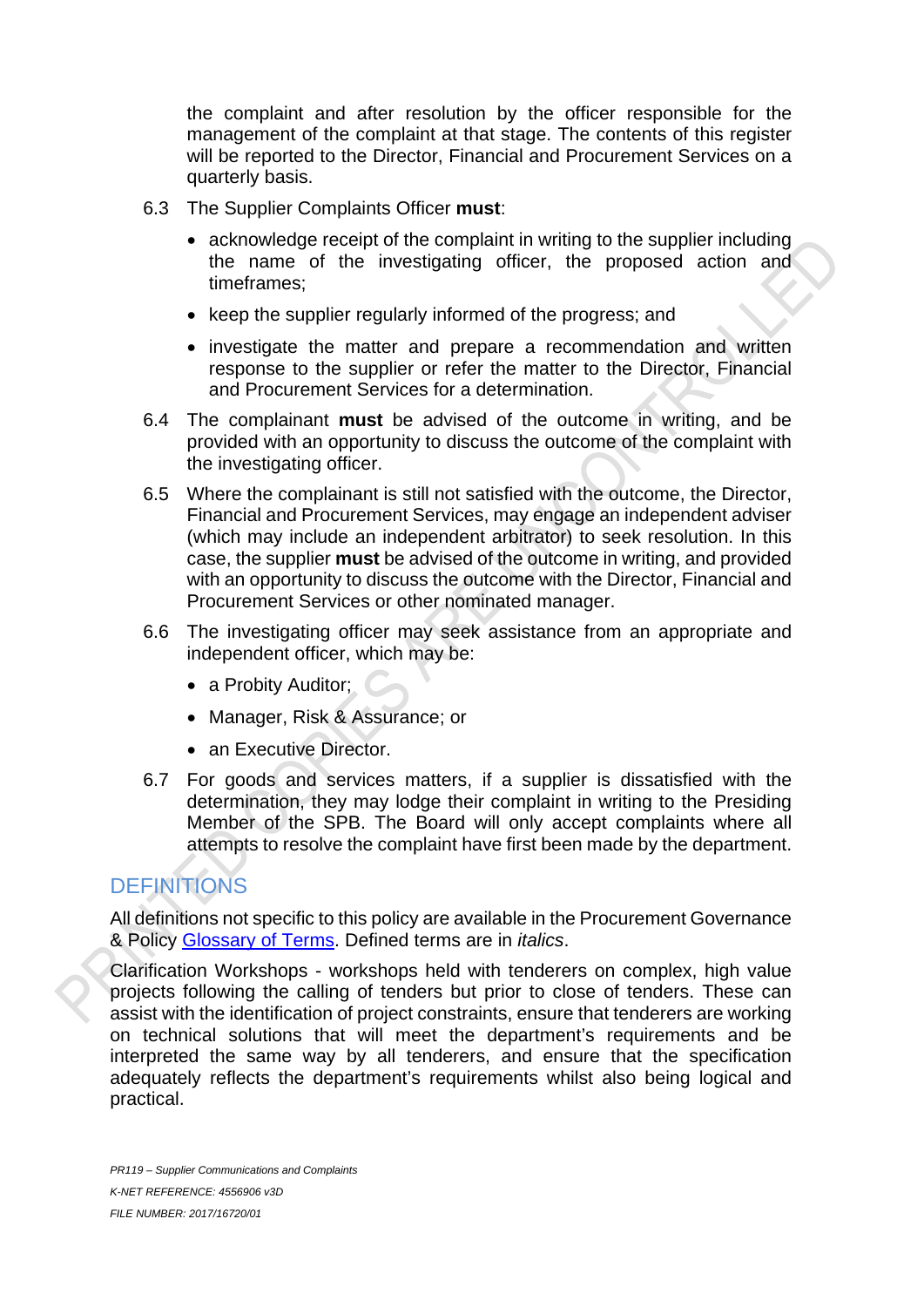the complaint and after resolution by the officer responsible for the management of the complaint at that stage. The contents of this register will be reported to the Director, Financial and Procurement Services on a quarterly basis.

6.3 The Supplier Complaints Officer **must**:

- acknowledge receipt of the complaint in writing to the supplier including the name of the investigating officer, the proposed action and timeframes;
- keep the supplier regularly informed of the progress; and
- investigate the matter and prepare a recommendation and written response to the supplier or refer the matter to the Director, Financial and Procurement Services for a determination.

6.4 The complainant **must** be advised of the outcome in writing, and be provided with an opportunity to discuss the outcome of the complaint with the investigating officer.

6.5 Where the complainant is still not satisfied with the outcome, the Director, Financial and Procurement Services, may engage an independent adviser (which may include an independent arbitrator) to seek resolution. In this case, the supplier **must** be advised of the outcome in writing, and provided with an opportunity to discuss the outcome with the Director, Financial and Procurement Services or other nominated manager.

6.6 The investigating officer may seek assistance from an appropriate and independent officer, which may be:

- a Probity Auditor;
- Manager, Risk & Assurance; or
- an Executive Director.

6.7 For goods and services matters, if a supplier is dissatisfied with the determination, they may lodge their complaint in writing to the Presiding Member of the SPB. The Board will only accept complaints where all attempts to resolve the complaint have first been made by the department.

## DEFINITIONS

All definitions not specific to this policy are available in the Procurement Governance & Policy [Glossary of Terms](). Defined terms are in *italics*.

Clarification Workshops - workshops held with tenderers on complex, high value projects following the calling of tenders but prior to close of tenders. These can assist with the identification of project constraints, ensure that tenderers are working on technical solutions that will meet the department's requirements and be interpreted the same way by all tenderers, and ensure that the specification adequately reflects the department's requirements whilst also being logical and practical.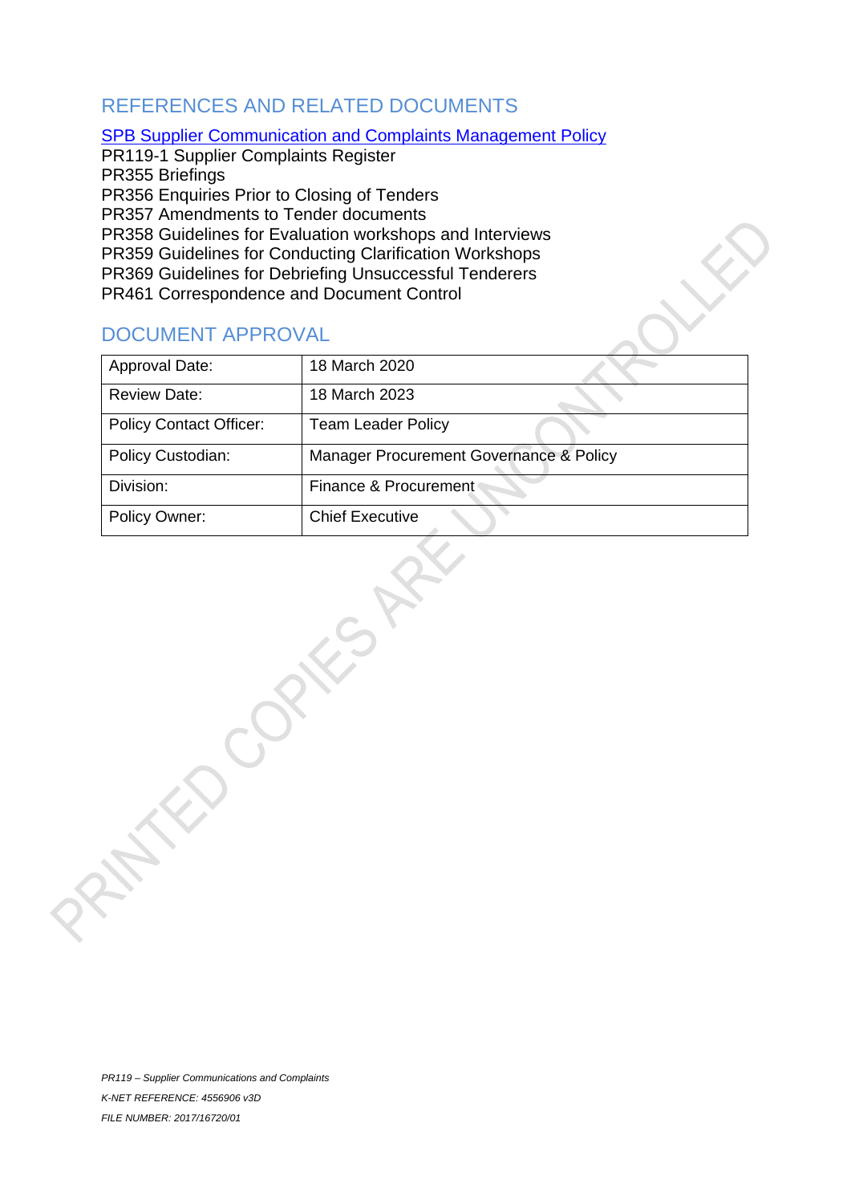## REFERENCES AND RELATED DOCUMENTS

SPB Supplier Communication and Complaints Management Policy
PR119-1 Supplier Complaints Register
PR355 Briefings
PR356 Enquiries Prior to Closing of Tenders
PR357 Amendments to Tender documents
PR358 Guidelines for Evaluation workshops and Interviews
PR359 Guidelines for Conducting Clarification Workshops
PR369 Guidelines for Debriefing Unsuccessful Tenderers
PR461 Correspondence and Document Control

## DOCUMENT APPROVAL

| Approval Date: | 18 March 2020 |
|---|---|
| Review Date: | 18 March 2023 |
| Policy Contact Officer: | Team Leader Policy |
| Policy Custodian: | Manager Procurement Governance & Policy |
| Division: | Finance & Procurement |
| Policy Owner: | Chief Executive |

*PR119 – Supplier Communications and Complaints*
*K-NET REFERENCE: 4556906 v3D*
*FILE NUMBER: 2017/16720/01*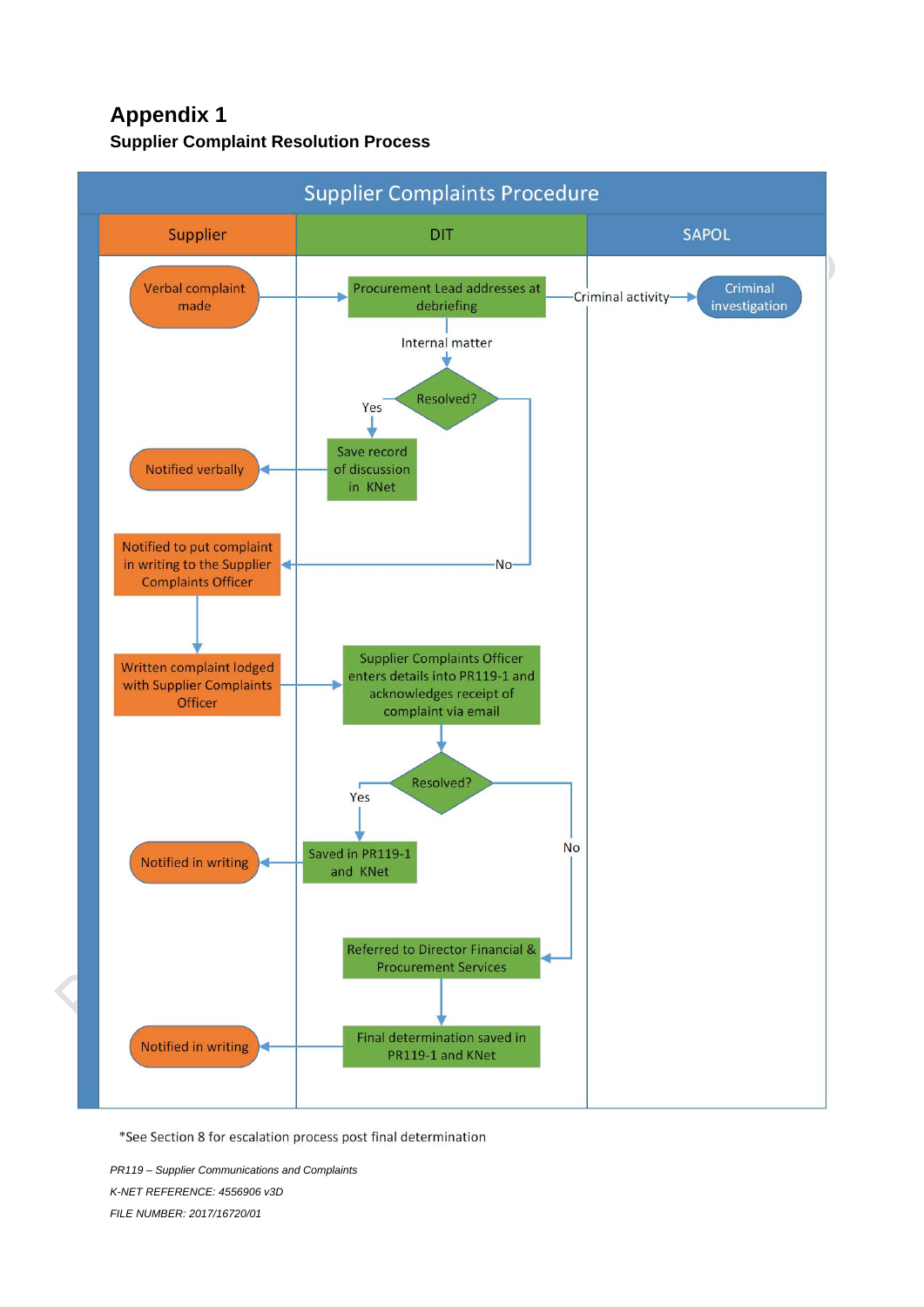# Appendix 1

## Supplier Complaint Resolution Process

Supplier Complaints Procedure

Supplier

DIT

SAPOL

Verbal complaint made

Procurement Lead addresses at debriefing

Criminal activity

Criminal investigation

Internal matter

Resolved?

Yes

Save record of discussion in KNet

Notified verbally

No

Notified to put complaint in writing to the Supplier Complaints Officer

Written complaint lodged with Supplier Complaints Officer

Supplier Complaints Officer enters details into PR119-1 and acknowledges receipt of complaint via email

Resolved?

Yes

Saved in PR119-1 and KNet

Notified in writing

No

Referred to Director Financial & Procurement Services

Final determination saved in PR119-1 and KNet

Notified in writing

*See Section 8 for escalation process post final determination

*PR119 – Supplier Communications and Complaints*

*K-NET REFERENCE: 4556906 v3D*

*FILE NUMBER: 2017/16720/01*